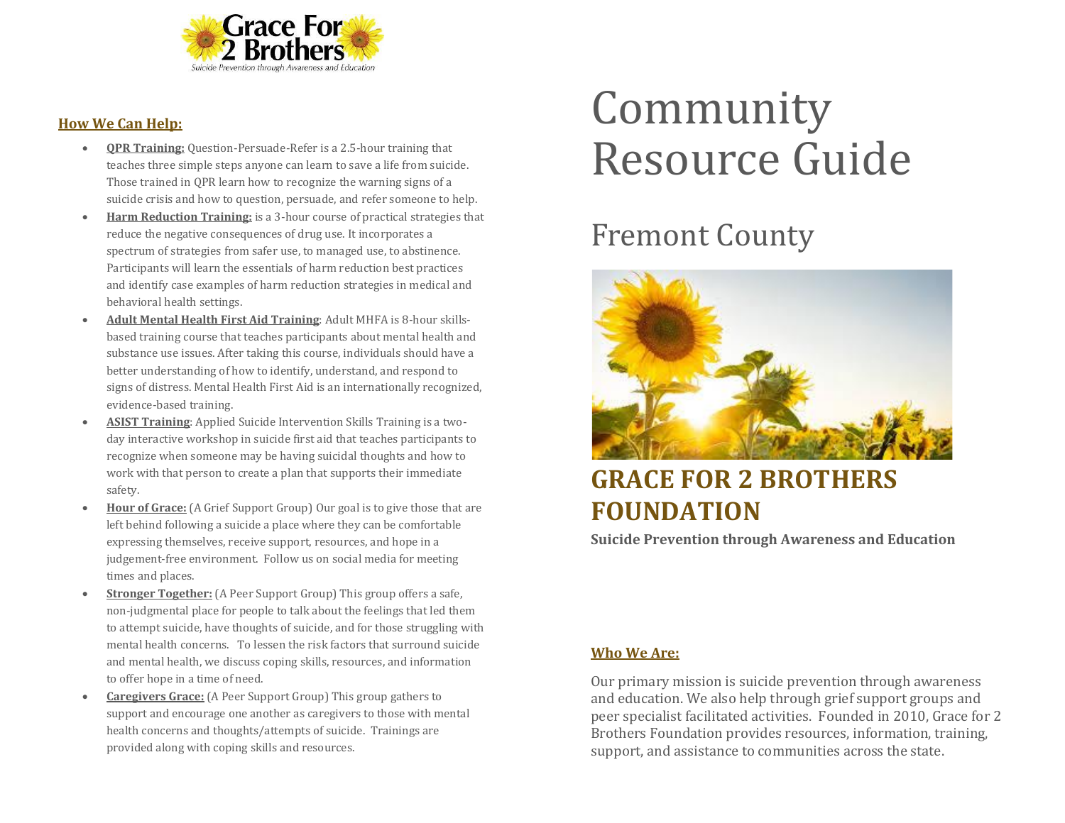Grace For 2 Brothers

*Suicide Prevention through Awareness and Education*

## How We Can Help:

- **QPR Training:** Question-Persuade-Refer is a 2.5-hour training that teaches three simple steps anyone can learn to save a life from suicide. Those trained in QPR learn how to recognize the warning signs of a suicide crisis and how to question, persuade, and refer someone to help.
- **Harm Reduction Training:** is a 3-hour course of practical strategies that reduce the negative consequences of drug use. It incorporates a spectrum of strategies from safer use, to managed use, to abstinence. Participants will learn the essentials of harm reduction best practices and identify case examples of harm reduction strategies in medical and behavioral health settings.
- **Adult Mental Health First Aid Training**: Adult MHFA is 8-hour skills-based training course that teaches participants about mental health and substance use issues. After taking this course, individuals should have a better understanding of how to identify, understand, and respond to signs of distress. Mental Health First Aid is an internationally recognized, evidence-based training.
- **ASIST Training**: Applied Suicide Intervention Skills Training is a two-day interactive workshop in suicide first aid that teaches participants to recognize when someone may be having suicidal thoughts and how to work with that person to create a plan that supports their immediate safety.
- **Hour of Grace:** (A Grief Support Group) Our goal is to give those that are left behind following a suicide a place where they can be comfortable expressing themselves, receive support, resources, and hope in a judgement-free environment. Follow us on social media for meeting times and places.
- **Stronger Together:** (A Peer Support Group) This group offers a safe, non-judgmental place for people to talk about the feelings that led them to attempt suicide, have thoughts of suicide, and for those struggling with mental health concerns. To lessen the risk factors that surround suicide and mental health, we discuss coping skills, resources, and information to offer hope in a time of need.
- **Caregivers Grace:** (A Peer Support Group) This group gathers to support and encourage one another as caregivers to those with mental health concerns and thoughts/attempts of suicide. Trainings are provided along with coping skills and resources.

# Community Resource Guide

## Fremont County

# GRACE FOR 2 BROTHERS FOUNDATION

**Suicide Prevention through Awareness and Education**

## Who We Are:

Our primary mission is suicide prevention through awareness and education. We also help through grief support groups and peer specialist facilitated activities. Founded in 2010, Grace for 2 Brothers Foundation provides resources, information, training, support, and assistance to communities across the state.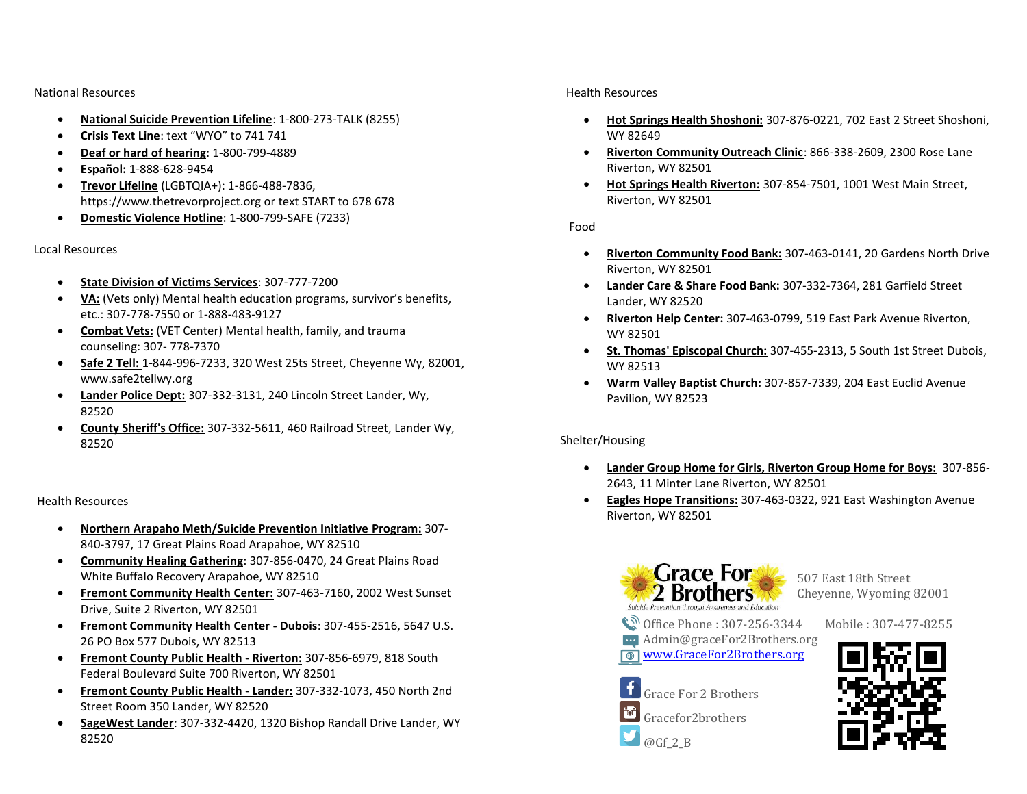## National Resources

- **National Suicide Prevention Lifeline**: 1-800-273-TALK (8255)
- **Crisis Text Line**: text "WYO" to 741 741
- **Deaf or hard of hearing**: 1-800-799-4889
- **Español:** 1-888-628-9454
- **Trevor Lifeline** (LGBTQIA+): 1-866-488-7836, https://www.thetrevorproject.org or text START to 678 678
- **Domestic Violence Hotline**: 1-800-799-SAFE (7233)

## Local Resources

- **State Division of Victims Services**: 307-777-7200
- **VA:** (Vets only) Mental health education programs, survivor's benefits, etc.: 307-778-7550 or 1-888-483-9127
- **Combat Vets:** (VET Center) Mental health, family, and trauma counseling: 307- 778-7370
- **Safe 2 Tell:** 1-844-996-7233, 320 West 25ts Street, Cheyenne Wy, 82001, www.safe2tellwy.org
- **Lander Police Dept:** 307-332-3131, 240 Lincoln Street Lander, Wy, 82520
- **County Sheriff's Office:** 307-332-5611, 460 Railroad Street, Lander Wy, 82520

## Health Resources

- **Northern Arapaho Meth/Suicide Prevention Initiative Program:** 307-840-3797, 17 Great Plains Road Arapahoe, WY 82510
- **Community Healing Gathering**: 307-856-0470, 24 Great Plains Road White Buffalo Recovery Arapahoe, WY 82510
- **Fremont Community Health Center:** 307-463-7160, 2002 West Sunset Drive, Suite 2 Riverton, WY 82501
- **Fremont Community Health Center - Dubois**: 307-455-2516, 5647 U.S. 26 PO Box 577 Dubois, WY 82513
- **Fremont County Public Health - Riverton:** 307-856-6979, 818 South Federal Boulevard Suite 700 Riverton, WY 82501
- **Fremont County Public Health - Lander:** 307-332-1073, 450 North 2nd Street Room 350 Lander, WY 82520
- **SageWest Lander**: 307-332-4420, 1320 Bishop Randall Drive Lander, WY 82520

## Health Resources

- **Hot Springs Health Shoshoni:** 307-876-0221, 702 East 2 Street Shoshoni, WY 82649
- **Riverton Community Outreach Clinic**: 866-338-2609, 2300 Rose Lane Riverton, WY 82501
- **Hot Springs Health Riverton:** 307-854-7501, 1001 West Main Street, Riverton, WY 82501

## Food

- **Riverton Community Food Bank:** 307-463-0141, 20 Gardens North Drive Riverton, WY 82501
- **Lander Care & Share Food Bank:** 307-332-7364, 281 Garfield Street Lander, WY 82520
- **Riverton Help Center:** 307-463-0799, 519 East Park Avenue Riverton, WY 82501
- **St. Thomas' Episcopal Church:** 307-455-2313, 5 South 1st Street Dubois, WY 82513
- **Warm Valley Baptist Church:** 307-857-7339, 204 East Euclid Avenue Pavilion, WY 82523

## Shelter/Housing

- **Lander Group Home for Girls, Riverton Group Home for Boys:** 307-856-2643, 11 Minter Lane Riverton, WY 82501
- **Eagles Hope Transitions:** 307-463-0322, 921 East Washington Avenue Riverton, WY 82501

**Grace For 2 Brothers**
*Suicide Prevention through Awareness and Education*

507 East 18th Street
Cheyenne, Wyoming 82001

Office Phone : 307-256-3344 Mobile : 307-477-8255
Admin@graceFor2Brothers.org
www.GraceFor2Brothers.org

Grace For 2 Brothers
Gracefor2brothers
@Gf_2_B